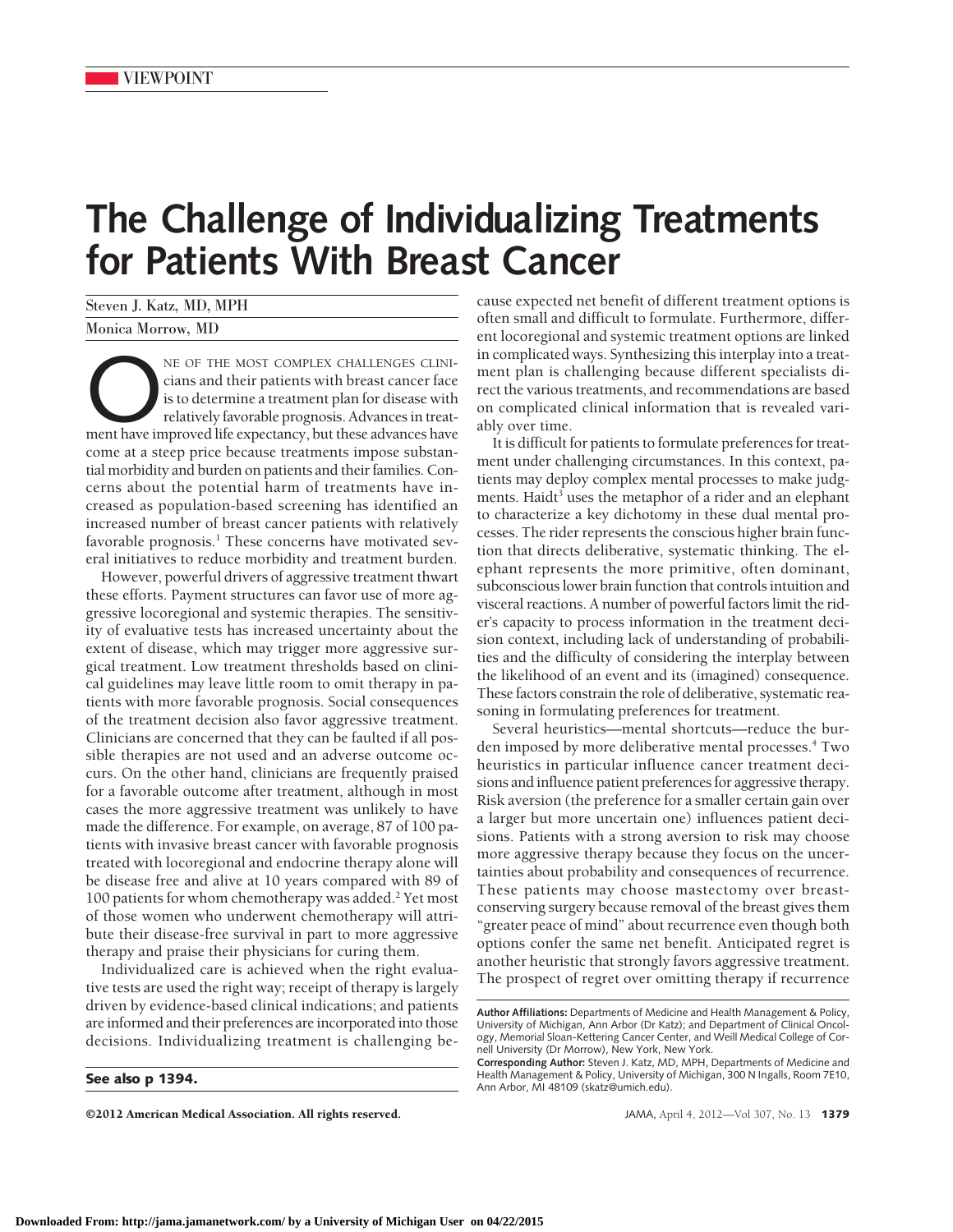VIEWPOINT

# The Challenge of Individualizing Treatments for Patients With Breast Cancer

Steven J. Katz, MD, MPH

Monica Morrow, MD

ONE OF THE MOST COMPLEX CHALLENGES CLINIcians and their patients with breast cancer face is to determine a treatment plan for disease with relatively favorable prognosis. Advances in treatment have improved life expectancy, but these advances have come at a steep price because treatments impose substantial morbidity and burden on patients and their families. Concerns about the potential harm of treatments have increased as population-based screening has identified an increased number of breast cancer patients with relatively favorable prognosis.[1] These concerns have motivated several initiatives to reduce morbidity and treatment burden.

However, powerful drivers of aggressive treatment thwart these efforts. Payment structures can favor use of more aggressive locoregional and systemic therapies. The sensitivity of evaluative tests has increased uncertainty about the extent of disease, which may trigger more aggressive surgical treatment. Low treatment thresholds based on clinical guidelines may leave little room to omit therapy in patients with more favorable prognosis. Social consequences of the treatment decision also favor aggressive treatment. Clinicians are concerned that they can be faulted if all possible therapies are not used and an adverse outcome occurs. On the other hand, clinicians are frequently praised for a favorable outcome after treatment, although in most cases the more aggressive treatment was unlikely to have made the difference. For example, on average, 87 of 100 patients with invasive breast cancer with favorable prognosis treated with locoregional and endocrine therapy alone will be disease free and alive at 10 years compared with 89 of 100 patients for whom chemotherapy was added.[2] Yet most of those women who underwent chemotherapy will attribute their disease-free survival in part to more aggressive therapy and praise their physicians for curing them.

Individualized care is achieved when the right evaluative tests are used the right way; receipt of therapy is largely driven by evidence-based clinical indications; and patients are informed and their preferences are incorporated into those decisions. Individualizing treatment is challenging because expected net benefit of different treatment options is often small and difficult to formulate. Furthermore, different locoregional and systemic treatment options are linked in complicated ways. Synthesizing this interplay into a treatment plan is challenging because different specialists direct the various treatments, and recommendations are based on complicated clinical information that is revealed variably over time.

It is difficult for patients to formulate preferences for treatment under challenging circumstances. In this context, patients may deploy complex mental processes to make judgments. Haidt[3] uses the metaphor of a rider and an elephant to characterize a key dichotomy in these dual mental processes. The rider represents the conscious higher brain function that directs deliberative, systematic thinking. The elephant represents the more primitive, often dominant, subconscious lower brain function that controls intuition and visceral reactions. A number of powerful factors limit the rider's capacity to process information in the treatment decision context, including lack of understanding of probabilities and the difficulty of considering the interplay between the likelihood of an event and its (imagined) consequence. These factors constrain the role of deliberative, systematic reasoning in formulating preferences for treatment.

Several heuristics—mental shortcuts—reduce the burden imposed by more deliberative mental processes.[4] Two heuristics in particular influence cancer treatment decisions and influence patient preferences for aggressive therapy. Risk aversion (the preference for a smaller certain gain over a larger but more uncertain one) influences patient decisions. Patients with a strong aversion to risk may choose more aggressive therapy because they focus on the uncertainties about probability and consequences of recurrence. These patients may choose mastectomy over breast-conserving surgery because removal of the breast gives them "greater peace of mind" about recurrence even though both options confer the same net benefit. Anticipated regret is another heuristic that strongly favors aggressive treatment. The prospect of regret over omitting therapy if recurrence

**See also p 1394.**

**Author Affiliations:** Departments of Medicine and Health Management & Policy, University of Michigan, Ann Arbor (Dr Katz); and Department of Clinical Oncology, Memorial Sloan-Kettering Cancer Center, and Weill Medical College of Cornell University (Dr Morrow), New York, New York.

**Corresponding Author:** Steven J. Katz, MD, MPH, Departments of Medicine and Health Management & Policy, University of Michigan, 300 N Ingalls, Room 7E10, Ann Arbor, MI 48109 (skatz@umich.edu).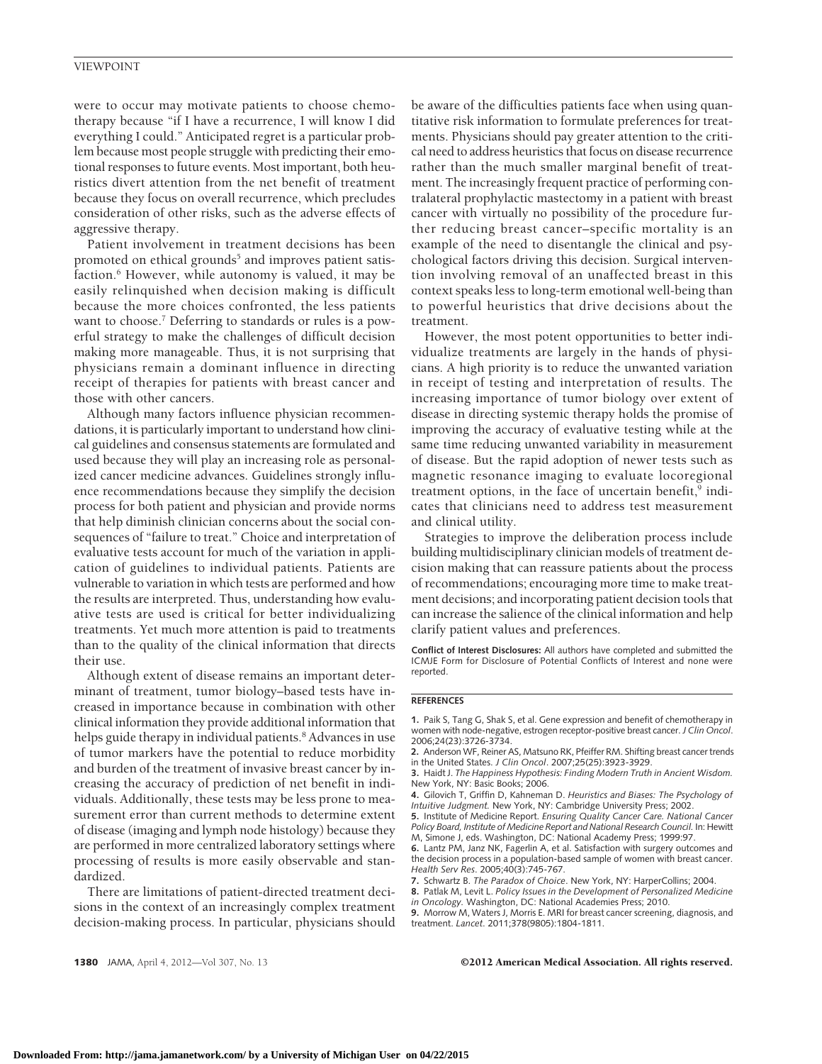were to occur may motivate patients to choose chemotherapy because "if I have a recurrence, I will know I did everything I could." Anticipated regret is a particular problem because most people struggle with predicting their emotional responses to future events. Most important, both heuristics divert attention from the net benefit of treatment because they focus on overall recurrence, which precludes consideration of other risks, such as the adverse effects of aggressive therapy.

Patient involvement in treatment decisions has been promoted on ethical grounds[5] and improves patient satisfaction.[6] However, while autonomy is valued, it may be easily relinquished when decision making is difficult because the more choices confronted, the less patients want to choose.[7] Deferring to standards or rules is a powerful strategy to make the challenges of difficult decision making more manageable. Thus, it is not surprising that physicians remain a dominant influence in directing receipt of therapies for patients with breast cancer and those with other cancers.

Although many factors influence physician recommendations, it is particularly important to understand how clinical guidelines and consensus statements are formulated and used because they will play an increasing role as personalized cancer medicine advances. Guidelines strongly influence recommendations because they simplify the decision process for both patient and physician and provide norms that help diminish clinician concerns about the social consequences of "failure to treat." Choice and interpretation of evaluative tests account for much of the variation in application of guidelines to individual patients. Patients are vulnerable to variation in which tests are performed and how the results are interpreted. Thus, understanding how evaluative tests are used is critical for better individualizing treatments. Yet much more attention is paid to treatments than to the quality of the clinical information that directs their use.

Although extent of disease remains an important determinant of treatment, tumor biology–based tests have increased in importance because in combination with other clinical information they provide additional information that helps guide therapy in individual patients.[8] Advances in use of tumor markers have the potential to reduce morbidity and burden of the treatment of invasive breast cancer by increasing the accuracy of prediction of net benefit in individuals. Additionally, these tests may be less prone to measurement error than current methods to determine extent of disease (imaging and lymph node histology) because they are performed in more centralized laboratory settings where processing of results is more easily observable and standardized.

There are limitations of patient-directed treatment decisions in the context of an increasingly complex treatment decision-making process. In particular, physicians should be aware of the difficulties patients face when using quantitative risk information to formulate preferences for treatments. Physicians should pay greater attention to the critical need to address heuristics that focus on disease recurrence rather than the much smaller marginal benefit of treatment. The increasingly frequent practice of performing contralateral prophylactic mastectomy in a patient with breast cancer with virtually no possibility of the procedure further reducing breast cancer–specific mortality is an example of the need to disentangle the clinical and psychological factors driving this decision. Surgical intervention involving removal of an unaffected breast in this context speaks less to long-term emotional well-being than to powerful heuristics that drive decisions about the treatment.

However, the most potent opportunities to better individualize treatments are largely in the hands of physicians. A high priority is to reduce the unwanted variation in receipt of testing and interpretation of results. The increasing importance of tumor biology over extent of disease in directing systemic therapy holds the promise of improving the accuracy of evaluative testing while at the same time reducing unwanted variability in measurement of disease. But the rapid adoption of newer tests such as magnetic resonance imaging to evaluate locoregional treatment options, in the face of uncertain benefit,[9] indicates that clinicians need to address test measurement and clinical utility.

Strategies to improve the deliberation process include building multidisciplinary clinician models of treatment decision making that can reassure patients about the process of recommendations; encouraging more time to make treatment decisions; and incorporating patient decision tools that can increase the salience of the clinical information and help clarify patient values and preferences.

**Conflict of Interest Disclosures:** All authors have completed and submitted the ICMJE Form for Disclosure of Potential Conflicts of Interest and none were reported.

**REFERENCES**

1. Paik S, Tang G, Shak S, et al. Gene expression and benefit of chemotherapy in women with node-negative, estrogen receptor-positive breast cancer. *J Clin Oncol*. 2006;24(23):3726-3734.
2. Anderson WF, Reiner AS, Matsuno RK, Pfeiffer RM. Shifting breast cancer trends in the United States. *J Clin Oncol*. 2007;25(25):3923-3929.
3. Haidt J. *The Happiness Hypothesis: Finding Modern Truth in Ancient Wisdom.* New York, NY: Basic Books; 2006.
4. Gilovich T, Griffin D, Kahneman D. *Heuristics and Biases: The Psychology of Intuitive Judgment.* New York, NY: Cambridge University Press; 2002.
5. Institute of Medicine Report. *Ensuring Quality Cancer Care. National Cancer Policy Board, Institute of Medicine Report and National Research Council.* In: Hewitt M, Simone J, eds. Washington, DC: National Academy Press; 1999:97.
6. Lantz PM, Janz NK, Fagerlin A, et al. Satisfaction with surgery outcomes and the decision process in a population-based sample of women with breast cancer. *Health Serv Res*. 2005;40(3):745-767.
7. Schwartz B. *The Paradox of Choice*. New York, NY: HarperCollins; 2004.
8. Patlak M, Levit L. *Policy Issues in the Development of Personalized Medicine in Oncology*. Washington, DC: National Academies Press; 2010.
9. Morrow M, Waters J, Morris E. MRI for breast cancer screening, diagnosis, and treatment. *Lancet*. 2011;378(9805):1804-1811.